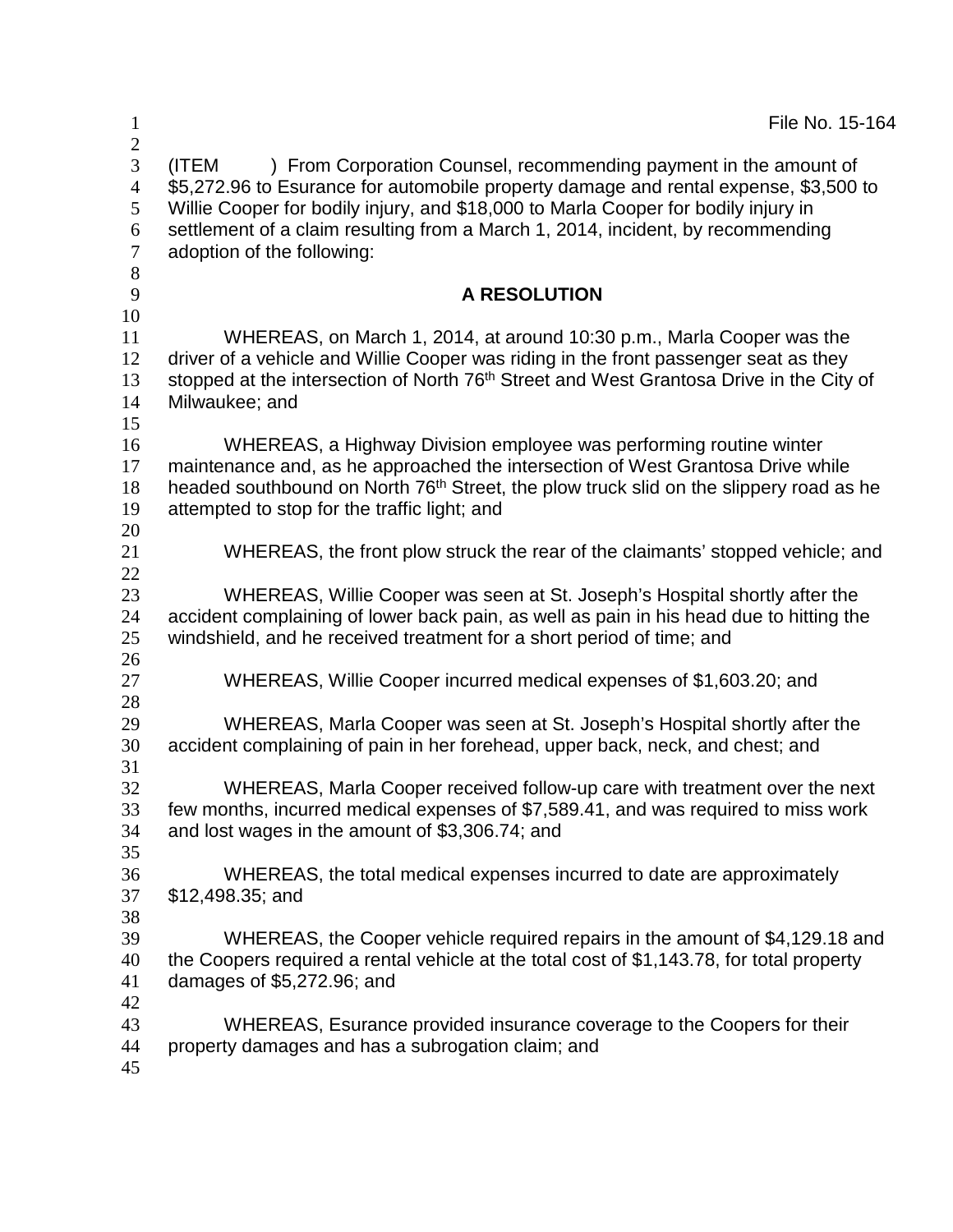File No. 15-164

(ITEM ) From Corporation Counsel, recommending payment in the amount of $5,272.96 to Esurance for automobile property damage and rental expense, $3,500 to Willie Cooper for bodily injury, and $18,000 to Marla Cooper for bodily injury in settlement of a claim resulting from a March 1, 2014, incident, by recommending adoption of the following:

## A RESOLUTION

WHEREAS, on March 1, 2014, at around 10:30 p.m., Marla Cooper was the driver of a vehicle and Willie Cooper was riding in the front passenger seat as they stopped at the intersection of North 76th Street and West Grantosa Drive in the City of Milwaukee; and

WHEREAS, a Highway Division employee was performing routine winter maintenance and, as he approached the intersection of West Grantosa Drive while headed southbound on North 76th Street, the plow truck slid on the slippery road as he attempted to stop for the traffic light; and

WHEREAS, the front plow struck the rear of the claimants' stopped vehicle; and

WHEREAS, Willie Cooper was seen at St. Joseph's Hospital shortly after the accident complaining of lower back pain, as well as pain in his head due to hitting the windshield, and he received treatment for a short period of time; and

WHEREAS, Willie Cooper incurred medical expenses of $1,603.20; and

WHEREAS, Marla Cooper was seen at St. Joseph's Hospital shortly after the accident complaining of pain in her forehead, upper back, neck, and chest; and

WHEREAS, Marla Cooper received follow-up care with treatment over the next few months, incurred medical expenses of $7,589.41, and was required to miss work and lost wages in the amount of $3,306.74; and

WHEREAS, the total medical expenses incurred to date are approximately $12,498.35; and

WHEREAS, the Cooper vehicle required repairs in the amount of $4,129.18 and the Coopers required a rental vehicle at the total cost of $1,143.78, for total property damages of $5,272.96; and

WHEREAS, Esurance provided insurance coverage to the Coopers for their property damages and has a subrogation claim; and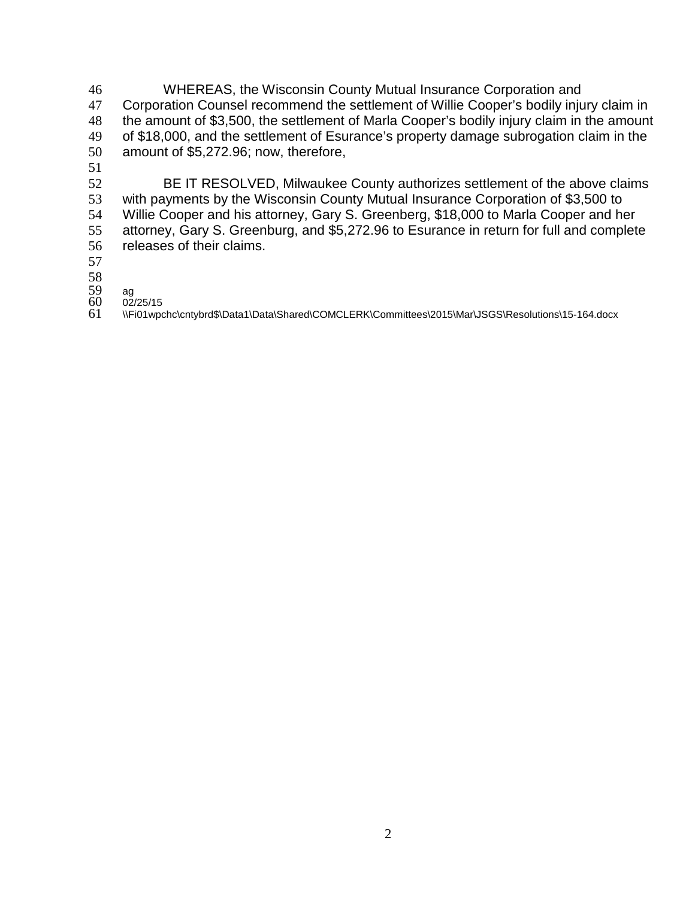WHEREAS, the Wisconsin County Mutual Insurance Corporation and Corporation Counsel recommend the settlement of Willie Cooper's bodily injury claim in the amount of $3,500, the settlement of Marla Cooper's bodily injury claim in the amount of $18,000, and the settlement of Esurance's property damage subrogation claim in the amount of $5,272.96; now, therefore,

BE IT RESOLVED, Milwaukee County authorizes settlement of the above claims with payments by the Wisconsin County Mutual Insurance Corporation of $3,500 to Willie Cooper and his attorney, Gary S. Greenberg, $18,000 to Marla Cooper and her attorney, Gary S. Greenburg, and $5,272.96 to Esurance in return for full and complete releases of their claims.

ag
02/25/15
\\Fi01wpchc\cntybrd$\Data1\Data\Shared\COMCLERK\Committees\2015\Mar\JSGS\Resolutions\15-164.docx